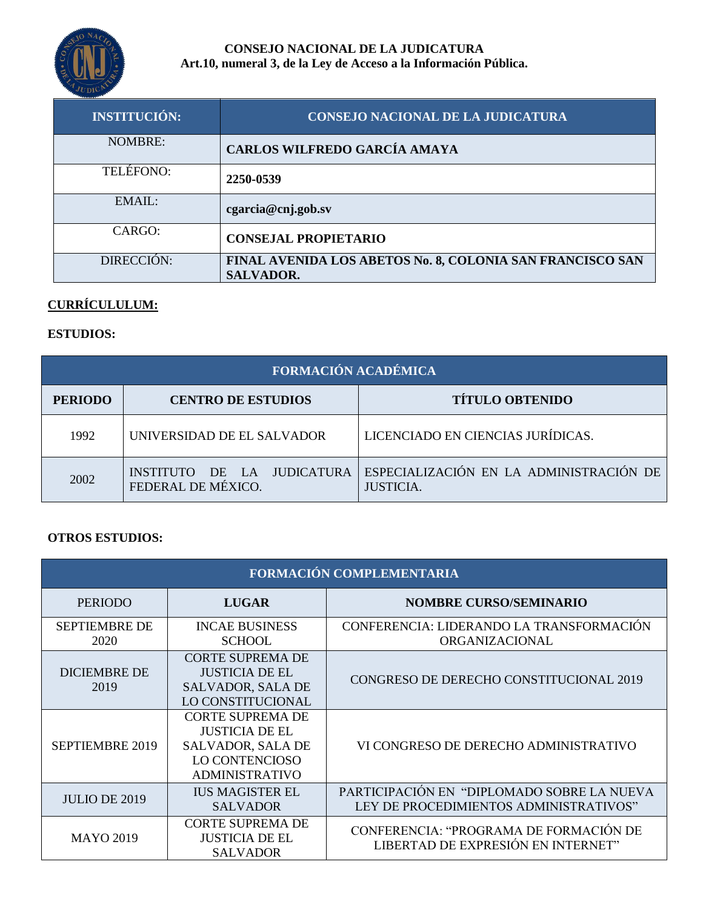**CONSEJO NACIONAL DE LA JUDICATURA**
**Art.10, numeral 3, de la Ley de Acceso a la Información Pública.**

| INSTITUCIÓN: | CONSEJO NACIONAL DE LA JUDICATURA |
|---|---|
| NOMBRE: | **CARLOS WILFREDO GARCÍA AMAYA** |
| TELÉFONO: | **2250-0539** |
| EMAIL: | **cgarcia@cnj.gob.sv** |
| CARGO: | **CONSEJAL PROPIETARIO** |
| DIRECCIÓN: | **FINAL AVENIDA LOS ABETOS No. 8, COLONIA SAN FRANCISCO SAN SALVADOR.** |

**CURRÍCULULUM:**

**ESTUDIOS:**

| FORMACIÓN ACADÉMICA | | |
|---|---|---|
| **PERIODO** | **CENTRO DE ESTUDIOS** | **TÍTULO OBTENIDO** |
| 1992 | UNIVERSIDAD DE EL SALVADOR | LICENCIADO EN CIENCIAS JURÍDICAS. |
| 2002 | INSTITUTO DE LA JUDICATURA FEDERAL DE MÉXICO. | ESPECIALIZACIÓN EN LA ADMINISTRACIÓN DE JUSTICIA. |

**OTROS ESTUDIOS:**

| FORMACIÓN COMPLEMENTARIA | | |
|---|---|---|
| PERIODO | **LUGAR** | **NOMBRE CURSO/SEMINARIO** |
| SEPTIEMBRE DE 2020 | INCAE BUSINESS SCHOOL | CONFERENCIA: LIDERANDO LA TRANSFORMACIÓN ORGANIZACIONAL |
| DICIEMBRE DE 2019 | CORTE SUPREMA DE JUSTICIA DE EL SALVADOR, SALA DE LO CONSTITUCIONAL | CONGRESO DE DERECHO CONSTITUCIONAL 2019 |
| SEPTIEMBRE 2019 | CORTE SUPREMA DE JUSTICIA DE EL SALVADOR, SALA DE LO CONTENCIOSO ADMINISTRATIVO | VI CONGRESO DE DERECHO ADMINISTRATIVO |
| JULIO DE 2019 | IUS MAGISTER EL SALVADOR | PARTICIPACIÓN EN "DIPLOMADO SOBRE LA NUEVA LEY DE PROCEDIMIENTOS ADMINISTRATIVOS" |
| MAYO 2019 | CORTE SUPREMA DE JUSTICIA DE EL SALVADOR | CONFERENCIA: "PROGRAMA DE FORMACIÓN DE LIBERTAD DE EXPRESIÓN EN INTERNET" |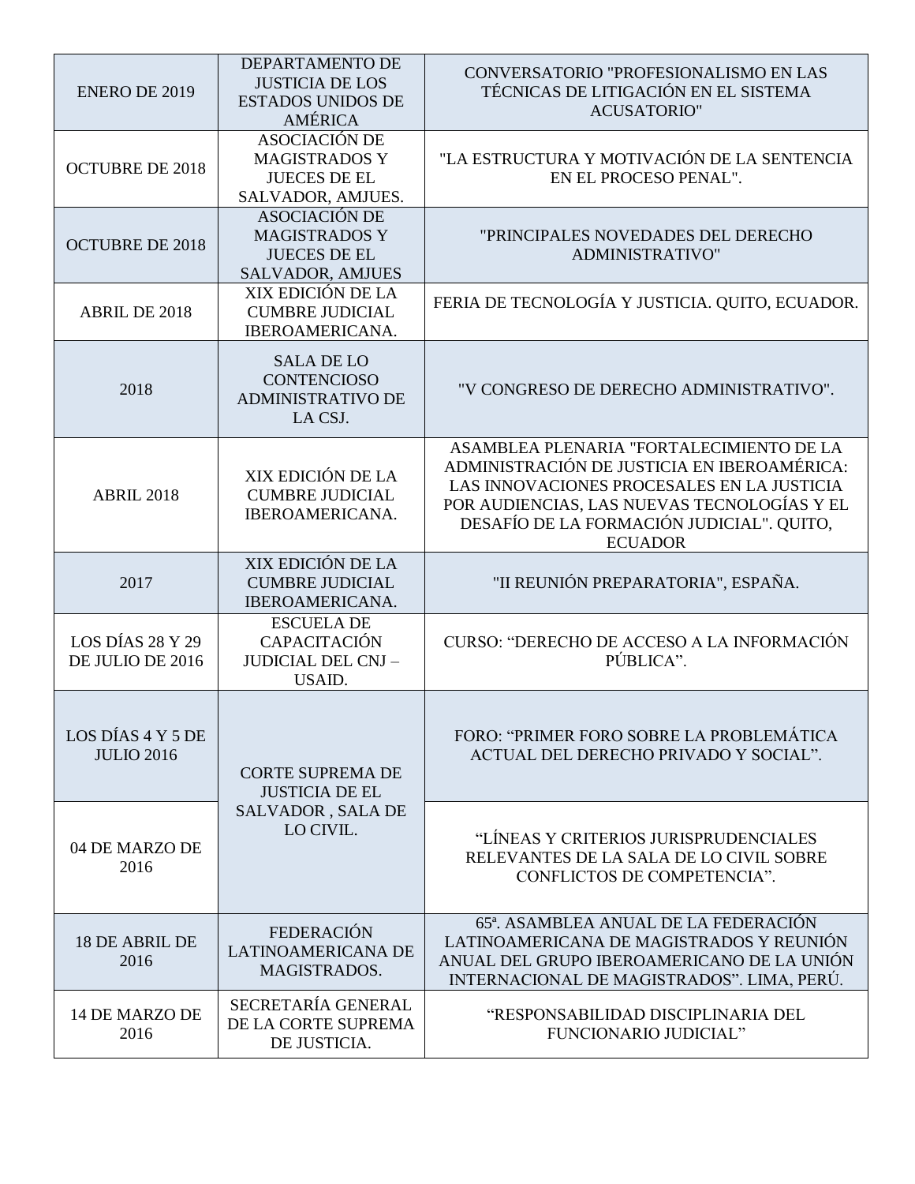| | | |
|---|---|---|
| ENERO DE 2019 | DEPARTAMENTO DE JUSTICIA DE LOS ESTADOS UNIDOS DE AMÉRICA | CONVERSATORIO "PROFESIONALISMO EN LAS TÉCNICAS DE LITIGACIÓN EN EL SISTEMA ACUSATORIO" |
| OCTUBRE DE 2018 | ASOCIACIÓN DE MAGISTRADOS Y JUECES DE EL SALVADOR, AMJUES. | "LA ESTRUCTURA Y MOTIVACIÓN DE LA SENTENCIA EN EL PROCESO PENAL". |
| OCTUBRE DE 2018 | ASOCIACIÓN DE MAGISTRADOS Y JUECES DE EL SALVADOR, AMJUES | "PRINCIPALES NOVEDADES DEL DERECHO ADMINISTRATIVO" |
| ABRIL DE 2018 | XIX EDICIÓN DE LA CUMBRE JUDICIAL IBEROAMERICANA. | FERIA DE TECNOLOGÍA Y JUSTICIA. QUITO, ECUADOR. |
| 2018 | SALA DE LO CONTENCIOSO ADMINISTRATIVO DE LA CSJ. | "V CONGRESO DE DERECHO ADMINISTRATIVO". |
| ABRIL 2018 | XIX EDICIÓN DE LA CUMBRE JUDICIAL IBEROAMERICANA. | ASAMBLEA PLENARIA "FORTALECIMIENTO DE LA ADMINISTRACIÓN DE JUSTICIA EN IBEROAMÉRICA: LAS INNOVACIONES PROCESALES EN LA JUSTICIA POR AUDIENCIAS, LAS NUEVAS TECNOLOGÍAS Y EL DESAFÍO DE LA FORMACIÓN JUDICIAL". QUITO, ECUADOR |
| 2017 | XIX EDICIÓN DE LA CUMBRE JUDICIAL IBEROAMERICANA. | "II REUNIÓN PREPARATORIA", ESPAÑA. |
| LOS DÍAS 28 Y 29 DE JULIO DE 2016 | ESCUELA DE CAPACITACIÓN JUDICIAL DEL CNJ – USAID. | CURSO: "DERECHO DE ACCESO A LA INFORMACIÓN PÚBLICA". |
| LOS DÍAS 4 Y 5 DE JULIO 2016 | CORTE SUPREMA DE JUSTICIA DE EL SALVADOR , SALA DE LO CIVIL. | FORO: "PRIMER FORO SOBRE LA PROBLEMÁTICA ACTUAL DEL DERECHO PRIVADO Y SOCIAL". |
| 04 DE MARZO DE 2016 | | "LÍNEAS Y CRITERIOS JURISPRUDENCIALES RELEVANTES DE LA SALA DE LO CIVIL SOBRE CONFLICTOS DE COMPETENCIA". |
| 18 DE ABRIL DE 2016 | FEDERACIÓN LATINOAMERICANA DE MAGISTRADOS. | 65ª. ASAMBLEA ANUAL DE LA FEDERACIÓN LATINOAMERICANA DE MAGISTRADOS Y REUNIÓN ANUAL DEL GRUPO IBEROAMERICANO DE LA UNIÓN INTERNACIONAL DE MAGISTRADOS". LIMA, PERÚ. |
| 14 DE MARZO DE 2016 | SECRETARÍA GENERAL DE LA CORTE SUPREMA DE JUSTICIA. | "RESPONSABILIDAD DISCIPLINARIA DEL FUNCIONARIO JUDICIAL" |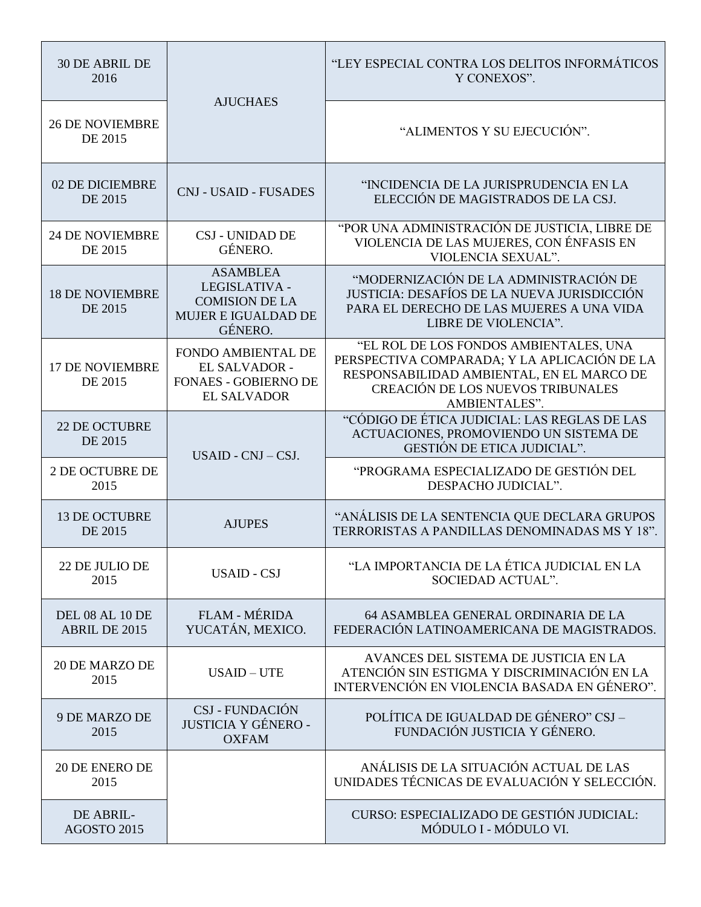| | | |
|---|---|---|
| 30 DE ABRIL DE 2016 | AJUCHAES | "LEY ESPECIAL CONTRA LOS DELITOS INFORMÁTICOS Y CONEXOS". |
| 26 DE NOVIEMBRE DE 2015 | | "ALIMENTOS Y SU EJECUCIÓN". |
| 02 DE DICIEMBRE DE 2015 | CNJ - USAID - FUSADES | "INCIDENCIA DE LA JURISPRUDENCIA EN LA ELECCIÓN DE MAGISTRADOS DE LA CSJ. |
| 24 DE NOVIEMBRE DE 2015 | CSJ - UNIDAD DE GÉNERO. | "POR UNA ADMINISTRACIÓN DE JUSTICIA, LIBRE DE VIOLENCIA DE LAS MUJERES, CON ÉNFASIS EN VIOLENCIA SEXUAL". |
| 18 DE NOVIEMBRE DE 2015 | ASAMBLEA LEGISLATIVA - COMISION DE LA MUJER E IGUALDAD DE GÉNERO. | "MODERNIZACIÓN DE LA ADMINISTRACIÓN DE JUSTICIA: DESAFÍOS DE LA NUEVA JURISDICCIÓN PARA EL DERECHO DE LAS MUJERES A UNA VIDA LIBRE DE VIOLENCIA". |
| 17 DE NOVIEMBRE DE 2015 | FONDO AMBIENTAL DE EL SALVADOR - FONAES - GOBIERNO DE EL SALVADOR | "EL ROL DE LOS FONDOS AMBIENTALES, UNA PERSPECTIVA COMPARADA; Y LA APLICACIÓN DE LA RESPONSABILIDAD AMBIENTAL, EN EL MARCO DE CREACIÓN DE LOS NUEVOS TRIBUNALES AMBIENTALES". |
| 22 DE OCTUBRE DE 2015 | USAID - CNJ – CSJ. | "CÓDIGO DE ÉTICA JUDICIAL: LAS REGLAS DE LAS ACTUACIONES, PROMOVIENDO UN SISTEMA DE GESTIÓN DE ETICA JUDICIAL". |
| 2 DE OCTUBRE DE 2015 | | "PROGRAMA ESPECIALIZADO DE GESTIÓN DEL DESPACHO JUDICIAL". |
| 13 DE OCTUBRE DE 2015 | AJUPES | "ANÁLISIS DE LA SENTENCIA QUE DECLARA GRUPOS TERRORISTAS A PANDILLAS DENOMINADAS MS Y 18". |
| 22 DE JULIO DE 2015 | USAID - CSJ | "LA IMPORTANCIA DE LA ÉTICA JUDICIAL EN LA SOCIEDAD ACTUAL". |
| DEL 08 AL 10 DE ABRIL DE 2015 | FLAM - MÉRIDA YUCATÁN, MEXICO. | 64 ASAMBLEA GENERAL ORDINARIA DE LA FEDERACIÓN LATINOAMERICANA DE MAGISTRADOS. |
| 20 DE MARZO DE 2015 | USAID – UTE | AVANCES DEL SISTEMA DE JUSTICIA EN LA ATENCIÓN SIN ESTIGMA Y DISCRIMINACIÓN EN LA INTERVENCIÓN EN VIOLENCIA BASADA EN GÉNERO". |
| 9 DE MARZO DE 2015 | CSJ - FUNDACIÓN JUSTICIA Y GÉNERO - OXFAM | POLÍTICA DE IGUALDAD DE GÉNERO" CSJ – FUNDACIÓN JUSTICIA Y GÉNERO. |
| 20 DE ENERO DE 2015 | | ANÁLISIS DE LA SITUACIÓN ACTUAL DE LAS UNIDADES TÉCNICAS DE EVALUACIÓN Y SELECCIÓN. |
| DE ABRIL-AGOSTO 2015 | | CURSO: ESPECIALIZADO DE GESTIÓN JUDICIAL: MÓDULO I - MÓDULO VI. |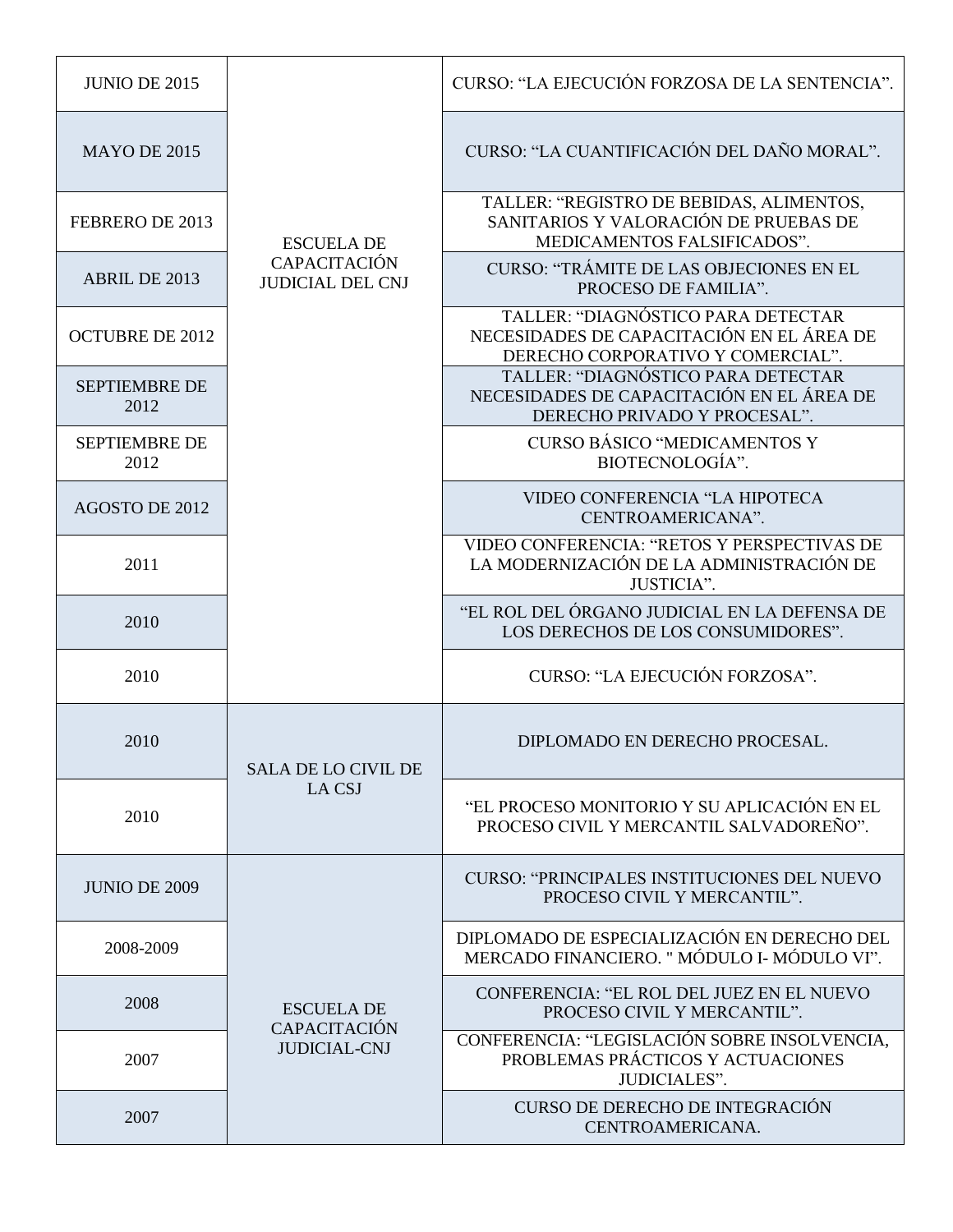| JUNIO DE 2015 | ESCUELA DE CAPACITACIÓN JUDICIAL DEL CNJ | CURSO: "LA EJECUCIÓN FORZOSA DE LA SENTENCIA". |
|---|---|---|
| MAYO DE 2015 | | CURSO: "LA CUANTIFICACIÓN DEL DAÑO MORAL". |
| FEBRERO DE 2013 | | TALLER: "REGISTRO DE BEBIDAS, ALIMENTOS, SANITARIOS Y VALORACIÓN DE PRUEBAS DE MEDICAMENTOS FALSIFICADOS". |
| ABRIL DE 2013 | | CURSO: "TRÁMITE DE LAS OBJECIONES EN EL PROCESO DE FAMILIA". |
| OCTUBRE DE 2012 | | TALLER: "DIAGNÓSTICO PARA DETECTAR NECESIDADES DE CAPACITACIÓN EN EL ÁREA DE DERECHO CORPORATIVO Y COMERCIAL". |
| SEPTIEMBRE DE 2012 | | TALLER: "DIAGNÓSTICO PARA DETECTAR NECESIDADES DE CAPACITACIÓN EN EL ÁREA DE DERECHO PRIVADO Y PROCESAL". |
| SEPTIEMBRE DE 2012 | | CURSO BÁSICO "MEDICAMENTOS Y BIOTECNOLOGÍA". |
| AGOSTO DE 2012 | | VIDEO CONFERENCIA "LA HIPOTECA CENTROAMERICANA". |
| 2011 | | VIDEO CONFERENCIA: "RETOS Y PERSPECTIVAS DE LA MODERNIZACIÓN DE LA ADMINISTRACIÓN DE JUSTICIA". |
| 2010 | | "EL ROL DEL ÓRGANO JUDICIAL EN LA DEFENSA DE LOS DERECHOS DE LOS CONSUMIDORES". |
| 2010 | | CURSO: "LA EJECUCIÓN FORZOSA". |
| 2010 | SALA DE LO CIVIL DE LA CSJ | DIPLOMADO EN DERECHO PROCESAL. |
| 2010 | | "EL PROCESO MONITORIO Y SU APLICACIÓN EN EL PROCESO CIVIL Y MERCANTIL SALVADOREÑO". |
| JUNIO DE 2009 | ESCUELA DE CAPACITACIÓN JUDICIAL-CNJ | CURSO: "PRINCIPALES INSTITUCIONES DEL NUEVO PROCESO CIVIL Y MERCANTIL". |
| 2008-2009 | | DIPLOMADO DE ESPECIALIZACIÓN EN DERECHO DEL MERCADO FINANCIERO. " MÓDULO I- MÓDULO VI". |
| 2008 | | CONFERENCIA: "EL ROL DEL JUEZ EN EL NUEVO PROCESO CIVIL Y MERCANTIL". |
| 2007 | | CONFERENCIA: "LEGISLACIÓN SOBRE INSOLVENCIA, PROBLEMAS PRÁCTICOS Y ACTUACIONES JUDICIALES". |
| 2007 | | CURSO DE DERECHO DE INTEGRACIÓN CENTROAMERICANA. |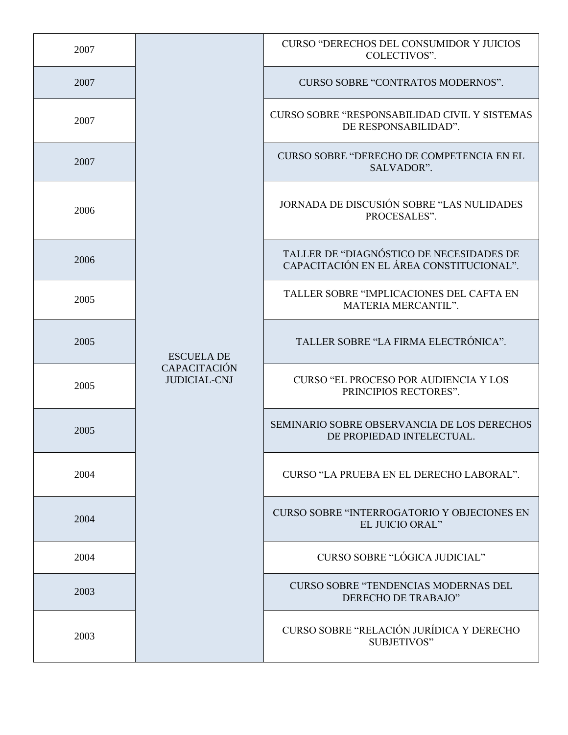| 2007 | ESCUELA DE CAPACITACIÓN JUDICIAL-CNJ | CURSO “DERECHOS DEL CONSUMIDOR Y JUICIOS COLECTIVOS”. |
|---|---|---|
| 2007 | | CURSO SOBRE “CONTRATOS MODERNOS”. |
| 2007 | | CURSO SOBRE “RESPONSABILIDAD CIVIL Y SISTEMAS DE RESPONSABILIDAD”. |
| 2007 | | CURSO SOBRE “DERECHO DE COMPETENCIA EN EL SALVADOR”. |
| 2006 | | JORNADA DE DISCUSIÓN SOBRE “LAS NULIDADES PROCESALES”. |
| 2006 | | TALLER DE “DIAGNÓSTICO DE NECESIDADES DE CAPACITACIÓN EN EL ÁREA CONSTITUCIONAL”. |
| 2005 | | TALLER SOBRE “IMPLICACIONES DEL CAFTA EN MATERIA MERCANTIL”. |
| 2005 | | TALLER SOBRE “LA FIRMA ELECTRÓNICA”. |
| 2005 | | CURSO “EL PROCESO POR AUDIENCIA Y LOS PRINCIPIOS RECTORES”. |
| 2005 | | SEMINARIO SOBRE OBSERVANCIA DE LOS DERECHOS DE PROPIEDAD INTELECTUAL. |
| 2004 | | CURSO “LA PRUEBA EN EL DERECHO LABORAL”. |
| 2004 | | CURSO SOBRE “INTERROGATORIO Y OBJECIONES EN EL JUICIO ORAL” |
| 2004 | | CURSO SOBRE “LÓGICA JUDICIAL” |
| 2003 | | CURSO SOBRE “TENDENCIAS MODERNAS DEL DERECHO DE TRABAJO” |
| 2003 | | CURSO SOBRE “RELACIÓN JURÍDICA Y DERECHO SUBJETIVOS” |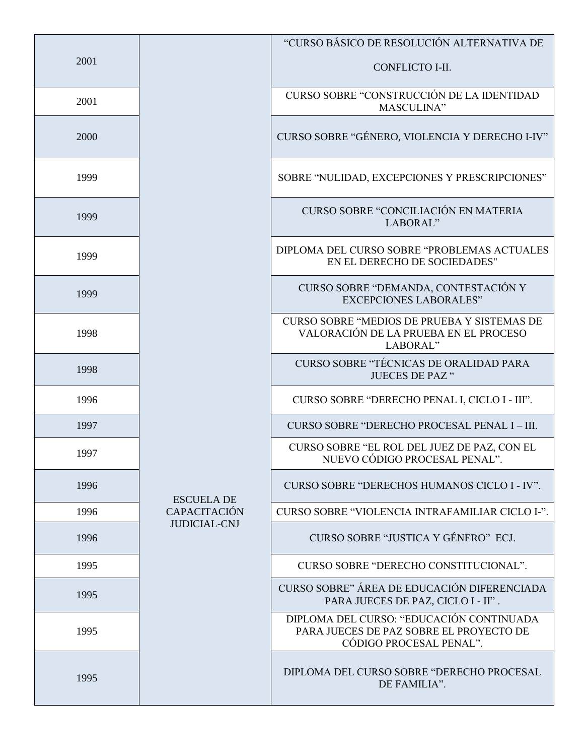| | | |
|---|---|---|
| 2001 | ESCUELA DE CAPACITACIÓN JUDICIAL-CNJ | "CURSO BÁSICO DE RESOLUCIÓN ALTERNATIVA DE CONFLICTO I-II. |
| 2001 | | CURSO SOBRE "CONSTRUCCIÓN DE LA IDENTIDAD MASCULINA" |
| 2000 | | CURSO SOBRE "GÉNERO, VIOLENCIA Y DERECHO I-IV" |
| 1999 | | SOBRE "NULIDAD, EXCEPCIONES Y PRESCRIPCIONES" |
| 1999 | | CURSO SOBRE "CONCILIACIÓN EN MATERIA LABORAL" |
| 1999 | | DIPLOMA DEL CURSO SOBRE "PROBLEMAS ACTUALES EN EL DERECHO DE SOCIEDADES" |
| 1999 | | CURSO SOBRE "DEMANDA, CONTESTACIÓN Y EXCEPCIONES LABORALES" |
| 1998 | | CURSO SOBRE "MEDIOS DE PRUEBA Y SISTEMAS DE VALORACIÓN DE LA PRUEBA EN EL PROCESO LABORAL" |
| 1998 | | CURSO SOBRE "TÉCNICAS DE ORALIDAD PARA JUECES DE PAZ " |
| 1996 | | CURSO SOBRE "DERECHO PENAL I, CICLO I - III". |
| 1997 | | CURSO SOBRE "DERECHO PROCESAL PENAL I – III. |
| 1997 | | CURSO SOBRE "EL ROL DEL JUEZ DE PAZ, CON EL NUEVO CÓDIGO PROCESAL PENAL". |
| 1996 | | CURSO SOBRE "DERECHOS HUMANOS CICLO I - IV". |
| 1996 | | CURSO SOBRE "VIOLENCIA INTRAFAMILIAR CICLO I-". |
| 1996 | | CURSO SOBRE "JUSTICA Y GÉNERO" ECJ. |
| 1995 | | CURSO SOBRE "DERECHO CONSTITUCIONAL". |
| 1995 | | CURSO SOBRE" ÁREA DE EDUCACIÓN DIFERENCIADA PARA JUECES DE PAZ, CICLO I - II" . |
| 1995 | | DIPLOMA DEL CURSO: "EDUCACIÓN CONTINUADA PARA JUECES DE PAZ SOBRE EL PROYECTO DE CÓDIGO PROCESAL PENAL". |
| 1995 | | DIPLOMA DEL CURSO SOBRE "DERECHO PROCESAL DE FAMILIA". |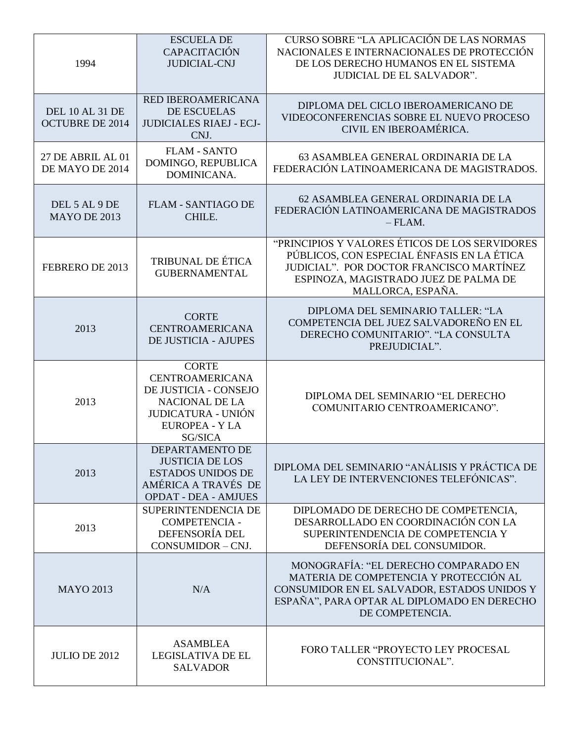| | | |
|---|---|---|
| 1994 | ESCUELA DE CAPACITACIÓN JUDICIAL-CNJ | CURSO SOBRE "LA APLICACIÓN DE LAS NORMAS NACIONALES E INTERNACIONALES DE PROTECCIÓN DE LOS DERECHO HUMANOS EN EL SISTEMA JUDICIAL DE EL SALVADOR". |
| DEL 10 AL 31 DE OCTUBRE DE 2014 | RED IBEROAMERICANA DE ESCUELAS JUDICIALES RIAEJ - ECJ-CNJ. | DIPLOMA DEL CICLO IBEROAMERICANO DE VIDEOCONFERENCIAS SOBRE EL NUEVO PROCESO CIVIL EN IBEROAMÉRICA. |
| 27 DE ABRIL AL 01 DE MAYO DE 2014 | FLAM - SANTO DOMINGO, REPUBLICA DOMINICANA. | 63 ASAMBLEA GENERAL ORDINARIA DE LA FEDERACIÓN LATINOAMERICANA DE MAGISTRADOS. |
| DEL 5 AL 9 DE MAYO DE 2013 | FLAM - SANTIAGO DE CHILE. | 62 ASAMBLEA GENERAL ORDINARIA DE LA FEDERACIÓN LATINOAMERICANA DE MAGISTRADOS – FLAM. |
| FEBRERO DE 2013 | TRIBUNAL DE ÉTICA GUBERNAMENTAL | "PRINCIPIOS Y VALORES ÉTICOS DE LOS SERVIDORES PÚBLICOS, CON ESPECIAL ÉNFASIS EN LA ÉTICA JUDICIAL". POR DOCTOR FRANCISCO MARTÍNEZ ESPINOZA, MAGISTRADO JUEZ DE PALMA DE MALLORCA, ESPAÑA. |
| 2013 | CORTE CENTROAMERICANA DE JUSTICIA - AJUPES | DIPLOMA DEL SEMINARIO TALLER: "LA COMPETENCIA DEL JUEZ SALVADOREÑO EN EL DERECHO COMUNITARIO". "LA CONSULTA PREJUDICIAL". |
| 2013 | CORTE CENTROAMERICANA DE JUSTICIA - CONSEJO NACIONAL DE LA JUDICATURA - UNIÓN EUROPEA - Y LA SG/SICA | DIPLOMA DEL SEMINARIO "EL DERECHO COMUNITARIO CENTROAMERICANO". |
| 2013 | DEPARTAMENTO DE JUSTICIA DE LOS ESTADOS UNIDOS DE AMÉRICA A TRAVÉS DE OPDAT - DEA - AMJUES | DIPLOMA DEL SEMINARIO "ANÁLISIS Y PRÁCTICA DE LA LEY DE INTERVENCIONES TELEFÓNICAS". |
| 2013 | SUPERINTENDENCIA DE COMPETENCIA - DEFENSORÍA DEL CONSUMIDOR – CNJ. | DIPLOMADO DE DERECHO DE COMPETENCIA, DESARROLLADO EN COORDINACIÓN CON LA SUPERINTENDENCIA DE COMPETENCIA Y DEFENSORÍA DEL CONSUMIDOR. |
| MAYO 2013 | N/A | MONOGRAFÍA: "EL DERECHO COMPARADO EN MATERIA DE COMPETENCIA Y PROTECCIÓN AL CONSUMIDOR EN EL SALVADOR, ESTADOS UNIDOS Y ESPAÑA", PARA OPTAR AL DIPLOMADO EN DERECHO DE COMPETENCIA. |
| JULIO DE 2012 | ASAMBLEA LEGISLATIVA DE EL SALVADOR | FORO TALLER "PROYECTO LEY PROCESAL CONSTITUCIONAL". |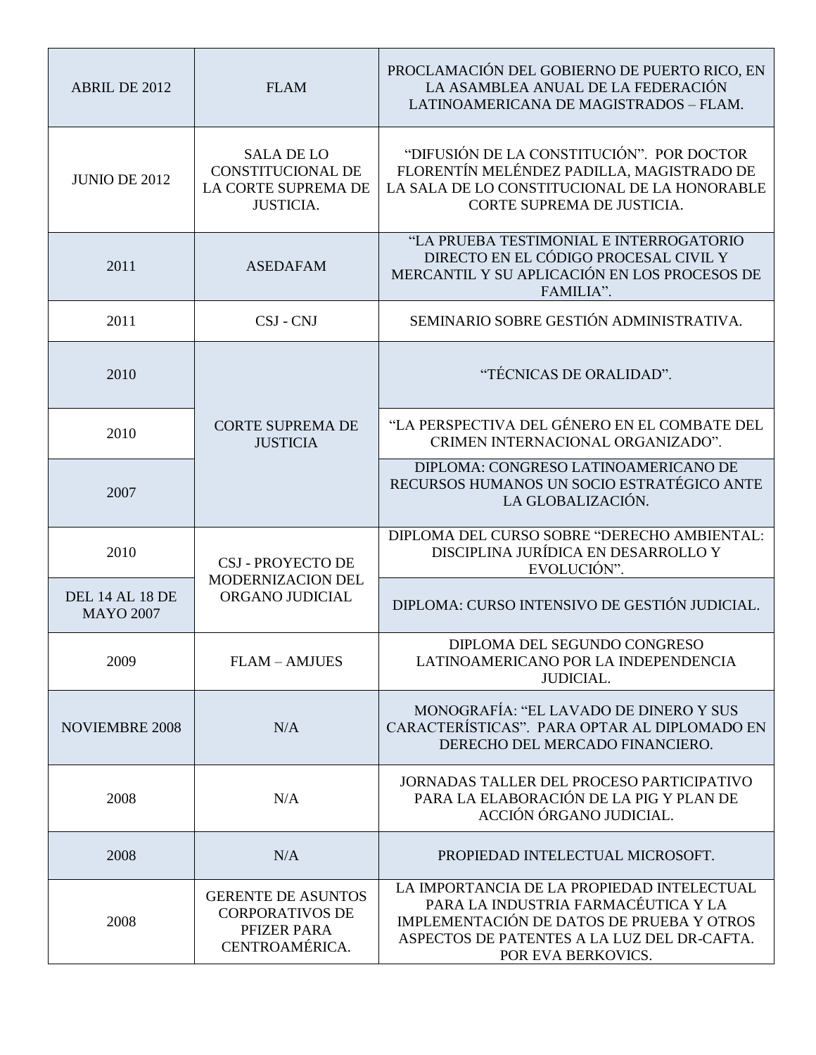| ABRIL DE 2012 | FLAM | PROCLAMACIÓN DEL GOBIERNO DE PUERTO RICO, EN LA ASAMBLEA ANUAL DE LA FEDERACIÓN LATINOAMERICANA DE MAGISTRADOS – FLAM. |
|---|---|---|
| JUNIO DE 2012 | SALA DE LO CONSTITUCIONAL DE LA CORTE SUPREMA DE JUSTICIA. | “DIFUSIÓN DE LA CONSTITUCIÓN”. POR DOCTOR FLORENTÍN MELÉNDEZ PADILLA, MAGISTRADO DE LA SALA DE LO CONSTITUCIONAL DE LA HONORABLE CORTE SUPREMA DE JUSTICIA. |
| 2011 | ASEDAFAM | “LA PRUEBA TESTIMONIAL E INTERROGATORIO DIRECTO EN EL CÓDIGO PROCESAL CIVIL Y MERCANTIL Y SU APLICACIÓN EN LOS PROCESOS DE FAMILIA”. |
| 2011 | CSJ - CNJ | SEMINARIO SOBRE GESTIÓN ADMINISTRATIVA. |
| 2010 | CORTE SUPREMA DE JUSTICIA | “TÉCNICAS DE ORALIDAD”. |
| 2010 | | “LA PERSPECTIVA DEL GÉNERO EN EL COMBATE DEL CRIMEN INTERNACIONAL ORGANIZADO”. |
| 2007 | | DIPLOMA: CONGRESO LATINOAMERICANO DE RECURSOS HUMANOS UN SOCIO ESTRATÉGICO ANTE LA GLOBALIZACIÓN. |
| 2010 | CSJ - PROYECTO DE MODERNIZACION DEL ORGANO JUDICIAL | DIPLOMA DEL CURSO SOBRE “DERECHO AMBIENTAL: DISCIPLINA JURÍDICA EN DESARROLLO Y EVOLUCIÓN”. |
| DEL 14 AL 18 DE MAYO 2007 | | DIPLOMA: CURSO INTENSIVO DE GESTIÓN JUDICIAL. |
| 2009 | FLAM – AMJUES | DIPLOMA DEL SEGUNDO CONGRESO LATINOAMERICANO POR LA INDEPENDENCIA JUDICIAL. |
| NOVIEMBRE 2008 | N/A | MONOGRAFÍA: “EL LAVADO DE DINERO Y SUS CARACTERÍSTICAS”. PARA OPTAR AL DIPLOMADO EN DERECHO DEL MERCADO FINANCIERO. |
| 2008 | N/A | JORNADAS TALLER DEL PROCESO PARTICIPATIVO PARA LA ELABORACIÓN DE LA PIG Y PLAN DE ACCIÓN ÓRGANO JUDICIAL. |
| 2008 | N/A | PROPIEDAD INTELECTUAL MICROSOFT. |
| 2008 | GERENTE DE ASUNTOS CORPORATIVOS DE PFIZER PARA CENTROAMÉRICA. | LA IMPORTANCIA DE LA PROPIEDAD INTELECTUAL PARA LA INDUSTRIA FARMACÉUTICA Y LA IMPLEMENTACIÓN DE DATOS DE PRUEBA Y OTROS ASPECTOS DE PATENTES A LA LUZ DEL DR-CAFTA. POR EVA BERKOVICS. |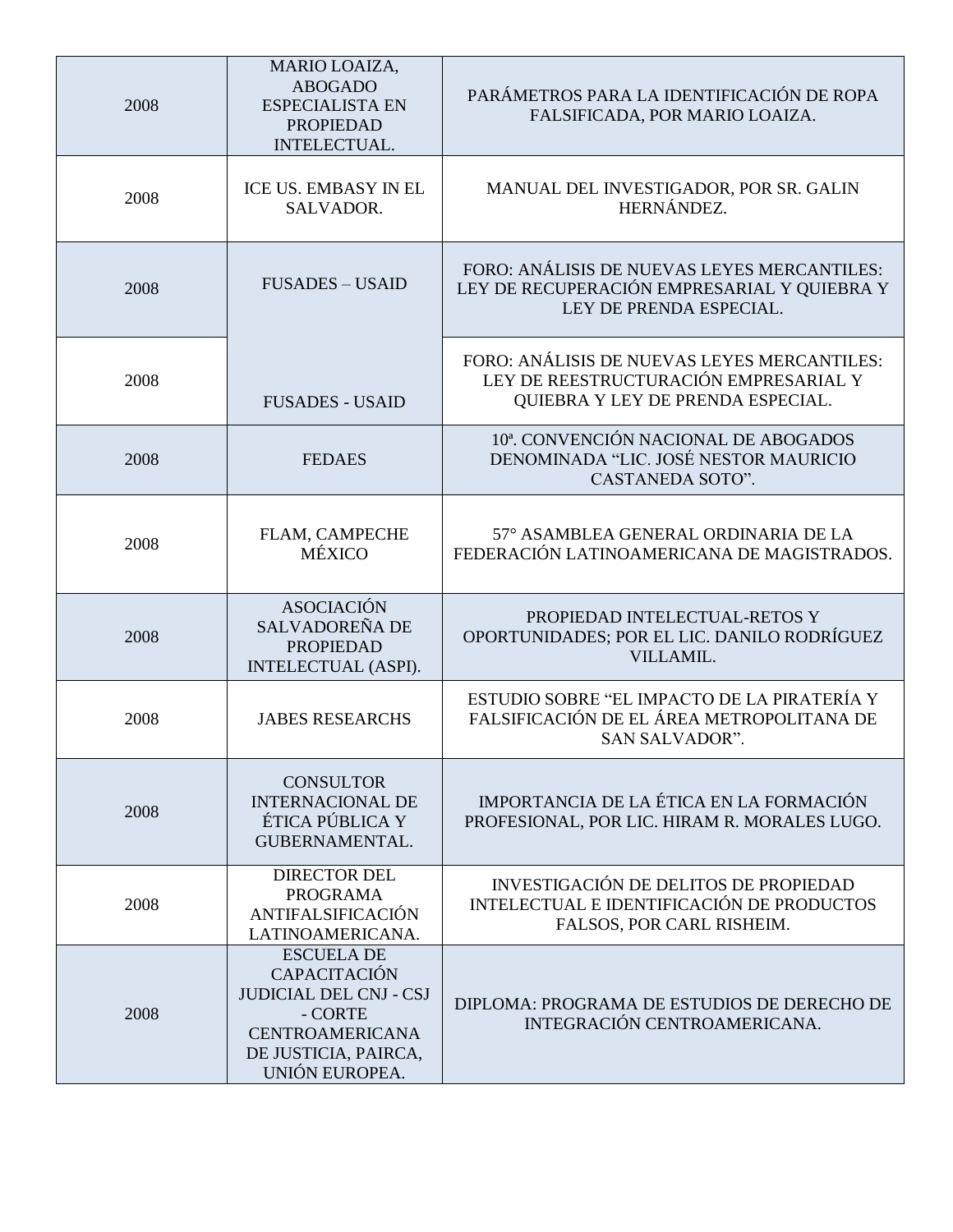| | | |
|---|---|---|
| 2008 | MARIO LOAIZA, ABOGADO ESPECIALISTA EN PROPIEDAD INTELECTUAL. | PARÁMETROS PARA LA IDENTIFICACIÓN DE ROPA FALSIFICADA, POR MARIO LOAIZA. |
| 2008 | ICE US. EMBASY IN EL SALVADOR. | MANUAL DEL INVESTIGADOR, POR SR. GALIN HERNÁNDEZ. |
| 2008 | FUSADES – USAID | FORO: ANÁLISIS DE NUEVAS LEYES MERCANTILES: LEY DE RECUPERACIÓN EMPRESARIAL Y QUIEBRA Y LEY DE PRENDA ESPECIAL. |
| 2008 | FUSADES - USAID | FORO: ANÁLISIS DE NUEVAS LEYES MERCANTILES: LEY DE REESTRUCTURACIÓN EMPRESARIAL Y QUIEBRA Y LEY DE PRENDA ESPECIAL. |
| 2008 | FEDAES | 10ª. CONVENCIÓN NACIONAL DE ABOGADOS DENOMINADA "LIC. JOSÉ NESTOR MAURICIO CASTANEDA SOTO". |
| 2008 | FLAM, CAMPECHE MÉXICO | 57° ASAMBLEA GENERAL ORDINARIA DE LA FEDERACIÓN LATINOAMERICANA DE MAGISTRADOS. |
| 2008 | ASOCIACIÓN SALVADOREÑA DE PROPIEDAD INTELECTUAL (ASPI). | PROPIEDAD INTELECTUAL-RETOS Y OPORTUNIDADES; POR EL LIC. DANILO RODRÍGUEZ VILLAMIL. |
| 2008 | JABES RESEARCHS | ESTUDIO SOBRE "EL IMPACTO DE LA PIRATERÍA Y FALSIFICACIÓN DE EL ÁREA METROPOLITANA DE SAN SALVADOR". |
| 2008 | CONSULTOR INTERNACIONAL DE ÉTICA PÚBLICA Y GUBERNAMENTAL. | IMPORTANCIA DE LA ÉTICA EN LA FORMACIÓN PROFESIONAL, POR LIC. HIRAM R. MORALES LUGO. |
| 2008 | DIRECTOR DEL PROGRAMA ANTIFALSIFICACIÓN LATINOAMERICANA. | INVESTIGACIÓN DE DELITOS DE PROPIEDAD INTELECTUAL E IDENTIFICACIÓN DE PRODUCTOS FALSOS, POR CARL RISHEIM. |
| 2008 | ESCUELA DE CAPACITACIÓN JUDICIAL DEL CNJ - CSJ - CORTE CENTROAMERICANA DE JUSTICIA, PAIRCA, UNIÓN EUROPEA. | DIPLOMA: PROGRAMA DE ESTUDIOS DE DERECHO DE INTEGRACIÓN CENTROAMERICANA. |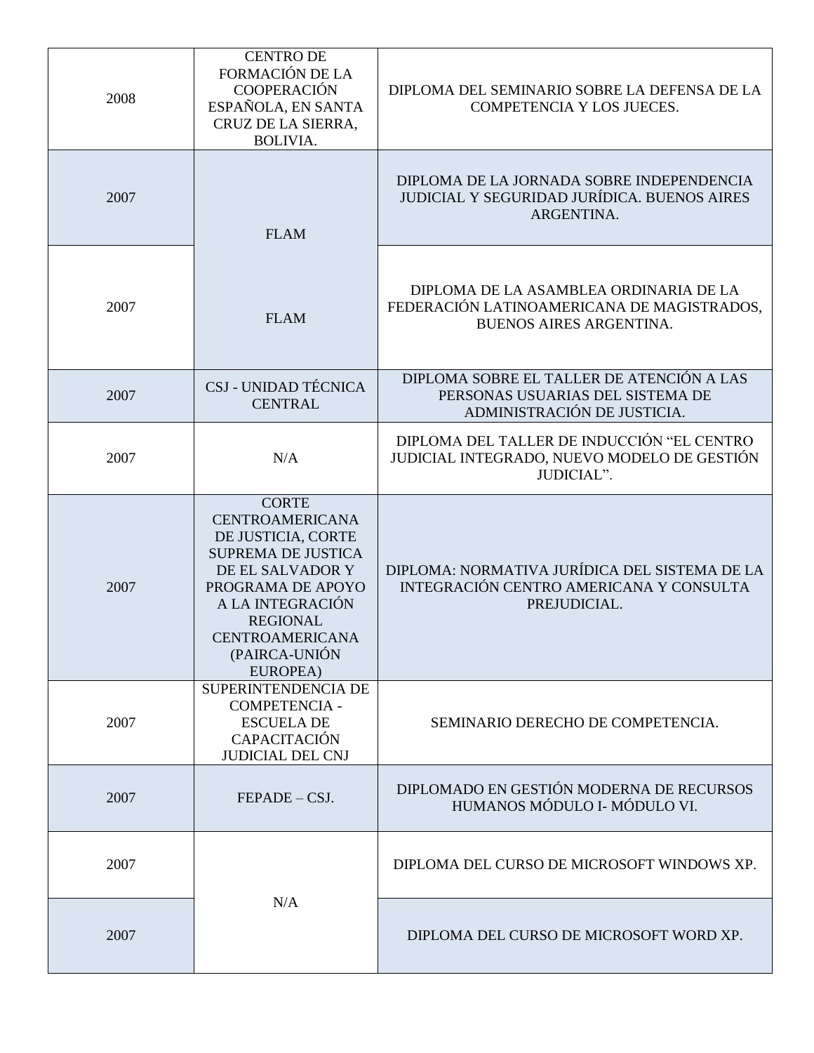| 2008 | CENTRO DE FORMACIÓN DE LA COOPERACIÓN ESPAÑOLA, EN SANTA CRUZ DE LA SIERRA, BOLIVIA. | DIPLOMA DEL SEMINARIO SOBRE LA DEFENSA DE LA COMPETENCIA Y LOS JUECES. |
|---|---|---|
| 2007 | FLAM | DIPLOMA DE LA JORNADA SOBRE INDEPENDENCIA JUDICIAL Y SEGURIDAD JURÍDICA. BUENOS AIRES ARGENTINA. |
| 2007 | FLAM | DIPLOMA DE LA ASAMBLEA ORDINARIA DE LA FEDERACIÓN LATINOAMERICANA DE MAGISTRADOS, BUENOS AIRES ARGENTINA. |
| 2007 | CSJ - UNIDAD TÉCNICA CENTRAL | DIPLOMA SOBRE EL TALLER DE ATENCIÓN A LAS PERSONAS USUARIAS DEL SISTEMA DE ADMINISTRACIÓN DE JUSTICIA. |
| 2007 | N/A | DIPLOMA DEL TALLER DE INDUCCIÓN “EL CENTRO JUDICIAL INTEGRADO, NUEVO MODELO DE GESTIÓN JUDICIAL”. |
| 2007 | CORTE CENTROAMERICANA DE JUSTICIA, CORTE SUPREMA DE JUSTICA DE EL SALVADOR Y PROGRAMA DE APOYO A LA INTEGRACIÓN REGIONAL CENTROAMERICANA (PAIRCA-UNIÓN EUROPEA) | DIPLOMA: NORMATIVA JURÍDICA DEL SISTEMA DE LA INTEGRACIÓN CENTRO AMERICANA Y CONSULTA PREJUDICIAL. |
| 2007 | SUPERINTENDENCIA DE COMPETENCIA - ESCUELA DE CAPACITACIÓN JUDICIAL DEL CNJ | SEMINARIO DERECHO DE COMPETENCIA. |
| 2007 | FEPADE – CSJ. | DIPLOMADO EN GESTIÓN MODERNA DE RECURSOS HUMANOS MÓDULO I- MÓDULO VI. |
| 2007 | N/A | DIPLOMA DEL CURSO DE MICROSOFT WINDOWS XP. |
| 2007 | | DIPLOMA DEL CURSO DE MICROSOFT WORD XP. |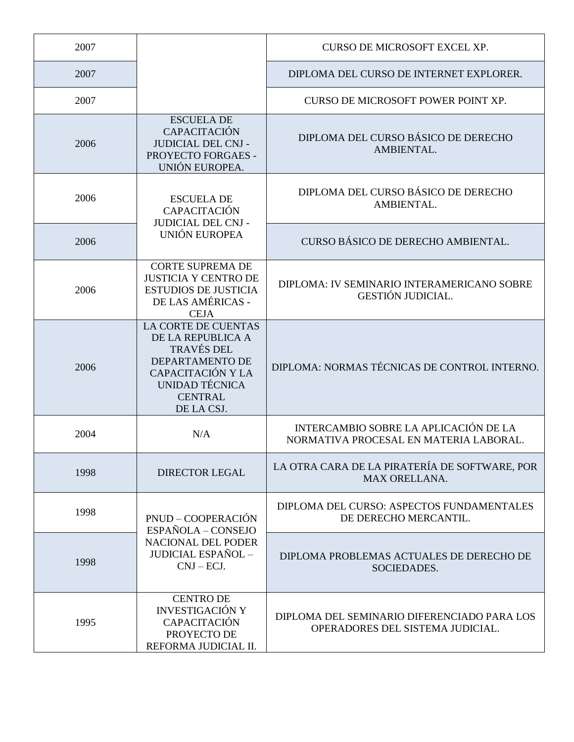| | | |
|---|---|---|
| 2007 | | CURSO DE MICROSOFT EXCEL XP. |
| 2007 | | DIPLOMA DEL CURSO DE INTERNET EXPLORER. |
| 2007 | | CURSO DE MICROSOFT POWER POINT XP. |
| 2006 | ESCUELA DE CAPACITACIÓN JUDICIAL DEL CNJ - PROYECTO FORGAES - UNIÓN EUROPEA. | DIPLOMA DEL CURSO BÁSICO DE DERECHO AMBIENTAL. |
| 2006 | ESCUELA DE CAPACITACIÓN JUDICIAL DEL CNJ - UNIÓN EUROPEA | DIPLOMA DEL CURSO BÁSICO DE DERECHO AMBIENTAL. |
| 2006 | | CURSO BÁSICO DE DERECHO AMBIENTAL. |
| 2006 | CORTE SUPREMA DE JUSTICIA Y CENTRO DE ESTUDIOS DE JUSTICIA DE LAS AMÉRICAS - CEJA | DIPLOMA: IV SEMINARIO INTERAMERICANO SOBRE GESTIÓN JUDICIAL. |
| 2006 | LA CORTE DE CUENTAS DE LA REPUBLICA A TRAVÉS DEL DEPARTAMENTO DE CAPACITACIÓN Y LA UNIDAD TÉCNICA CENTRAL DE LA CSJ. | DIPLOMA: NORMAS TÉCNICAS DE CONTROL INTERNO. |
| 2004 | N/A | INTERCAMBIO SOBRE LA APLICACIÓN DE LA NORMATIVA PROCESAL EN MATERIA LABORAL. |
| 1998 | DIRECTOR LEGAL | LA OTRA CARA DE LA PIRATERÍA DE SOFTWARE, POR MAX ORELLANA. |
| 1998 | PNUD – COOPERACIÓN ESPAÑOLA – CONSEJO NACIONAL DEL PODER JUDICIAL ESPAÑOL – CNJ – ECJ. | DIPLOMA DEL CURSO: ASPECTOS FUNDAMENTALES DE DERECHO MERCANTIL. |
| 1998 | | DIPLOMA PROBLEMAS ACTUALES DE DERECHO DE SOCIEDADES. |
| 1995 | CENTRO DE INVESTIGACIÓN Y CAPACITACIÓN PROYECTO DE REFORMA JUDICIAL II. | DIPLOMA DEL SEMINARIO DIFERENCIADO PARA LOS OPERADORES DEL SISTEMA JUDICIAL. |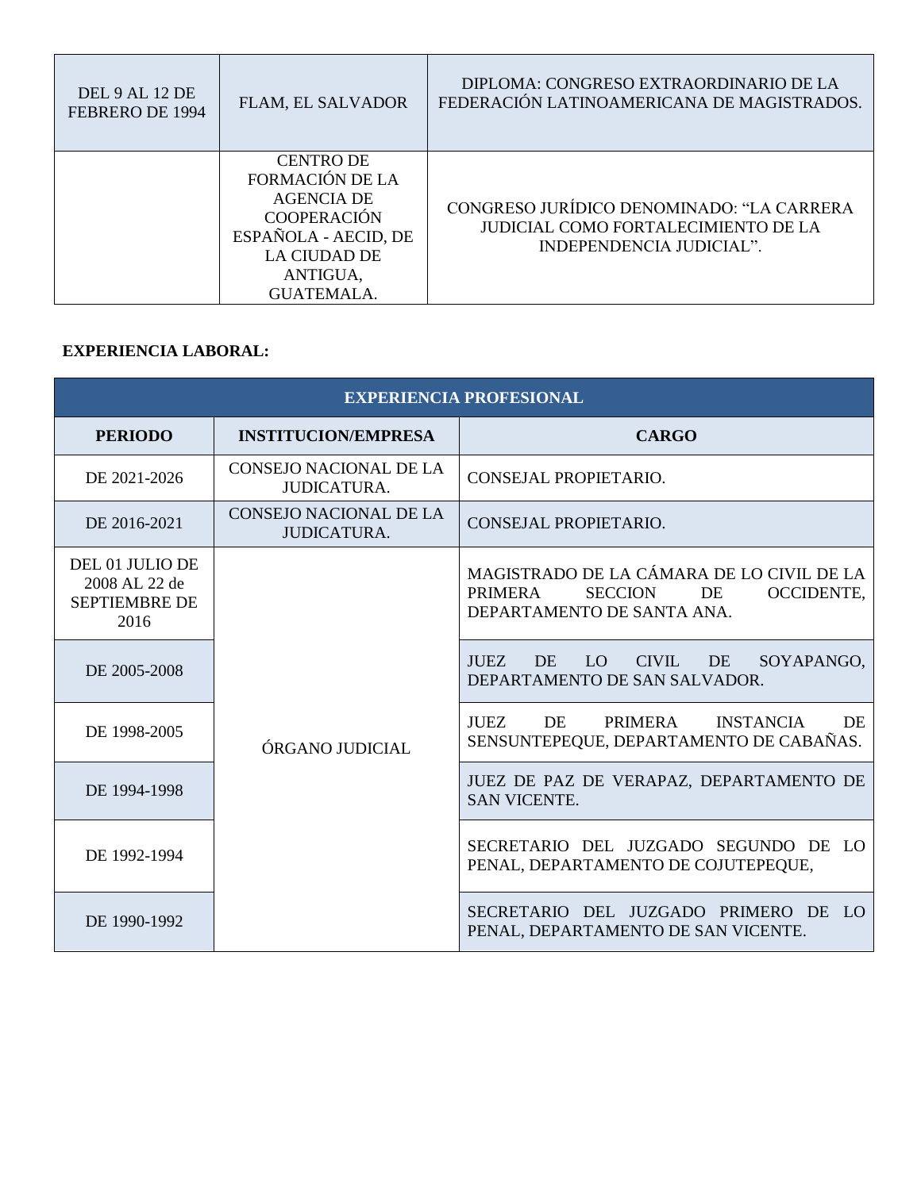| DEL 9 AL 12 DE FEBRERO DE 1994 | FLAM, EL SALVADOR | DIPLOMA: CONGRESO EXTRAORDINARIO DE LA FEDERACIÓN LATINOAMERICANA DE MAGISTRADOS. |
| --- | --- | --- |
| | CENTRO DE FORMACIÓN DE LA AGENCIA DE COOPERACIÓN ESPAÑOLA - AECID, DE LA CIUDAD DE ANTIGUA, GUATEMALA. | CONGRESO JURÍDICO DENOMINADO: "LA CARRERA JUDICIAL COMO FORTALECIMIENTO DE LA INDEPENDENCIA JUDICIAL". |

**EXPERIENCIA LABORAL:**

| EXPERIENCIA PROFESIONAL | | |
| --- | --- | --- |
| **PERIODO** | **INSTITUCION/EMPRESA** | **CARGO** |
| DE 2021-2026 | CONSEJO NACIONAL DE LA JUDICATURA. | CONSEJAL PROPIETARIO. |
| DE 2016-2021 | CONSEJO NACIONAL DE LA JUDICATURA. | CONSEJAL PROPIETARIO. |
| DEL 01 JULIO DE 2008 AL 22 de SEPTIEMBRE DE 2016 | ÓRGANO JUDICIAL | MAGISTRADO DE LA CÁMARA DE LO CIVIL DE LA PRIMERA SECCION DE OCCIDENTE, DEPARTAMENTO DE SANTA ANA. |
| DE 2005-2008 | | JUEZ DE LO CIVIL DE SOYAPANGO, DEPARTAMENTO DE SAN SALVADOR. |
| DE 1998-2005 | | JUEZ DE PRIMERA INSTANCIA DE SENSUNTEPEQUE, DEPARTAMENTO DE CABAÑAS. |
| DE 1994-1998 | | JUEZ DE PAZ DE VERAPAZ, DEPARTAMENTO DE SAN VICENTE. |
| DE 1992-1994 | | SECRETARIO DEL JUZGADO SEGUNDO DE LO PENAL, DEPARTAMENTO DE COJUTEPEQUE, |
| DE 1990-1992 | | SECRETARIO DEL JUZGADO PRIMERO DE LO PENAL, DEPARTAMENTO DE SAN VICENTE. |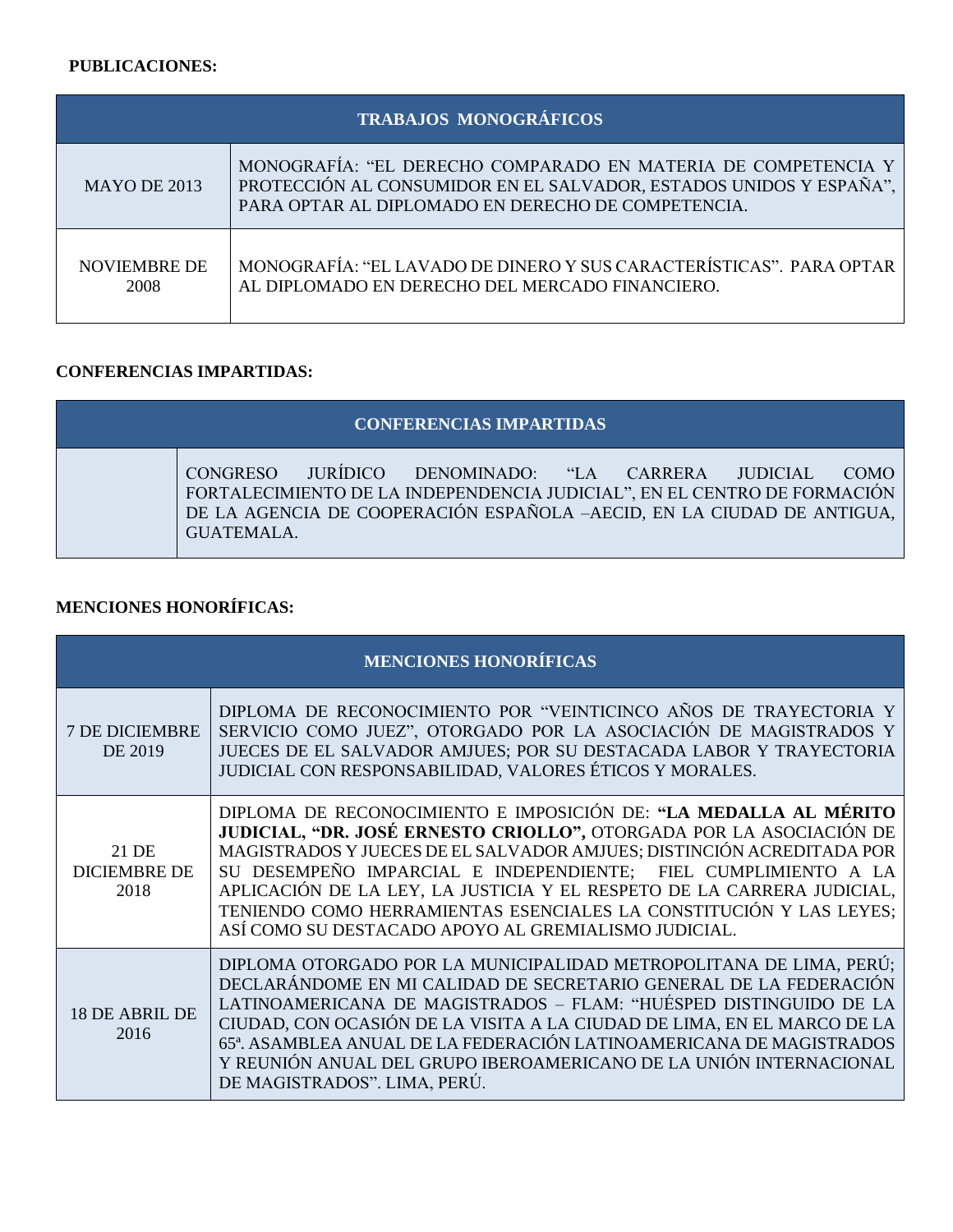**PUBLICACIONES:**

| TRABAJOS MONOGRÁFICOS | |
|---|---|
| MAYO DE 2013 | MONOGRAFÍA: "EL DERECHO COMPARADO EN MATERIA DE COMPETENCIA Y PROTECCIÓN AL CONSUMIDOR EN EL SALVADOR, ESTADOS UNIDOS Y ESPAÑA", PARA OPTAR AL DIPLOMADO EN DERECHO DE COMPETENCIA. |
| NOVIEMBRE DE 2008 | MONOGRAFÍA: "EL LAVADO DE DINERO Y SUS CARACTERÍSTICAS". PARA OPTAR AL DIPLOMADO EN DERECHO DEL MERCADO FINANCIERO. |

**CONFERENCIAS IMPARTIDAS:**

| CONFERENCIAS IMPARTIDAS | |
|---|---|
| | CONGRESO JURÍDICO DENOMINADO: "LA CARRERA JUDICIAL COMO FORTALECIMIENTO DE LA INDEPENDENCIA JUDICIAL", EN EL CENTRO DE FORMACIÓN DE LA AGENCIA DE COOPERACIÓN ESPAÑOLA –AECID, EN LA CIUDAD DE ANTIGUA, GUATEMALA. |

**MENCIONES HONORÍFICAS:**

| MENCIONES HONORÍFICAS | |
|---|---|
| 7 DE DICIEMBRE DE 2019 | DIPLOMA DE RECONOCIMIENTO POR "VEINTICINCO AÑOS DE TRAYECTORIA Y SERVICIO COMO JUEZ", OTORGADO POR LA ASOCIACIÓN DE MAGISTRADOS Y JUECES DE EL SALVADOR AMJUES; POR SU DESTACADA LABOR Y TRAYECTORIA JUDICIAL CON RESPONSABILIDAD, VALORES ÉTICOS Y MORALES. |
| 21 DE DICIEMBRE DE 2018 | DIPLOMA DE RECONOCIMIENTO E IMPOSICIÓN DE: **"LA MEDALLA AL MÉRITO JUDICIAL, "DR. JOSÉ ERNESTO CRIOLLO",** OTORGADA POR LA ASOCIACIÓN DE MAGISTRADOS Y JUECES DE EL SALVADOR AMJUES; DISTINCIÓN ACREDITADA POR SU DESEMPEÑO IMPARCIAL E INDEPENDIENTE; FIEL CUMPLIMIENTO A LA APLICACIÓN DE LA LEY, LA JUSTICIA Y EL RESPETO DE LA CARRERA JUDICIAL, TENIENDO COMO HERRAMIENTAS ESENCIALES LA CONSTITUCIÓN Y LAS LEYES; ASÍ COMO SU DESTACADO APOYO AL GREMIALISMO JUDICIAL. |
| 18 DE ABRIL DE 2016 | DIPLOMA OTORGADO POR LA MUNICIPALIDAD METROPOLITANA DE LIMA, PERÚ; DECLARÁNDOME EN MI CALIDAD DE SECRETARIO GENERAL DE LA FEDERACIÓN LATINOAMERICANA DE MAGISTRADOS – FLAM: "HUÉSPED DISTINGUIDO DE LA CIUDAD, CON OCASIÓN DE LA VISITA A LA CIUDAD DE LIMA, EN EL MARCO DE LA 65ª. ASAMBLEA ANUAL DE LA FEDERACIÓN LATINOAMERICANA DE MAGISTRADOS Y REUNIÓN ANUAL DEL GRUPO IBEROAMERICANO DE LA UNIÓN INTERNACIONAL DE MAGISTRADOS". LIMA, PERÚ. |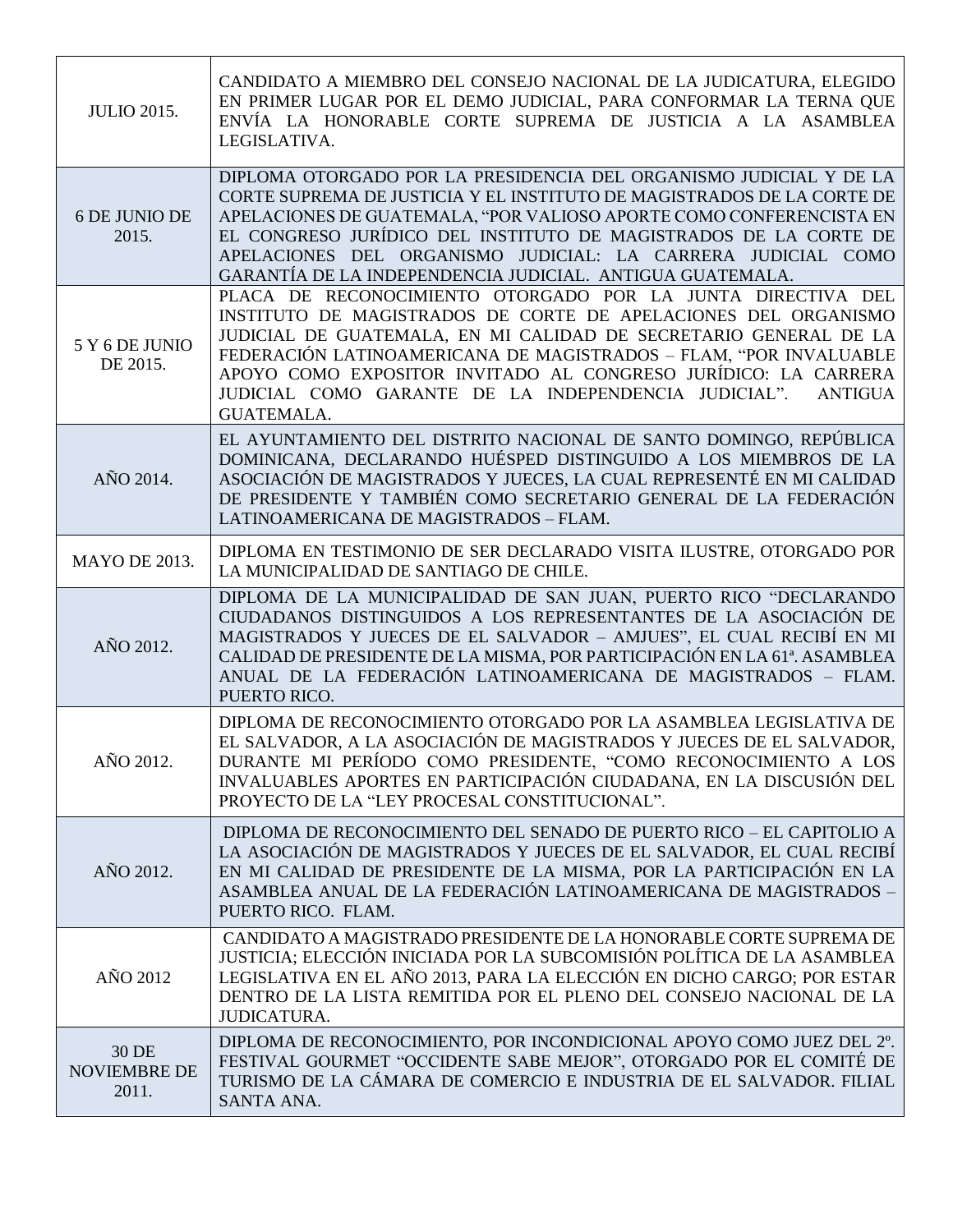| | |
|---|---|
| JULIO 2015. | CANDIDATO A MIEMBRO DEL CONSEJO NACIONAL DE LA JUDICATURA, ELEGIDO EN PRIMER LUGAR POR EL DEMO JUDICIAL, PARA CONFORMAR LA TERNA QUE ENVÍA LA HONORABLE CORTE SUPREMA DE JUSTICIA A LA ASAMBLEA LEGISLATIVA. |
| 6 DE JUNIO DE 2015. | DIPLOMA OTORGADO POR LA PRESIDENCIA DEL ORGANISMO JUDICIAL Y DE LA CORTE SUPREMA DE JUSTICIA Y EL INSTITUTO DE MAGISTRADOS DE LA CORTE DE APELACIONES DE GUATEMALA, "POR VALIOSO APORTE COMO CONFERENCISTA EN EL CONGRESO JURÍDICO DEL INSTITUTO DE MAGISTRADOS DE LA CORTE DE APELACIONES DEL ORGANISMO JUDICIAL: LA CARRERA JUDICIAL COMO GARANTÍA DE LA INDEPENDENCIA JUDICIAL. ANTIGUA GUATEMALA. |
| 5 Y 6 DE JUNIO DE 2015. | PLACA DE RECONOCIMIENTO OTORGADO POR LA JUNTA DIRECTIVA DEL INSTITUTO DE MAGISTRADOS DE CORTE DE APELACIONES DEL ORGANISMO JUDICIAL DE GUATEMALA, EN MI CALIDAD DE SECRETARIO GENERAL DE LA FEDERACIÓN LATINOAMERICANA DE MAGISTRADOS – FLAM, "POR INVALUABLE APOYO COMO EXPOSITOR INVITADO AL CONGRESO JURÍDICO: LA CARRERA JUDICIAL COMO GARANTE DE LA INDEPENDENCIA JUDICIAL". ANTIGUA GUATEMALA. |
| AÑO 2014. | EL AYUNTAMIENTO DEL DISTRITO NACIONAL DE SANTO DOMINGO, REPÚBLICA DOMINICANA, DECLARANDO HUÉSPED DISTINGUIDO A LOS MIEMBROS DE LA ASOCIACIÓN DE MAGISTRADOS Y JUECES, LA CUAL REPRESENTÉ EN MI CALIDAD DE PRESIDENTE Y TAMBIÉN COMO SECRETARIO GENERAL DE LA FEDERACIÓN LATINOAMERICANA DE MAGISTRADOS – FLAM. |
| MAYO DE 2013. | DIPLOMA EN TESTIMONIO DE SER DECLARADO VISITA ILUSTRE, OTORGADO POR LA MUNICIPALIDAD DE SANTIAGO DE CHILE. |
| AÑO 2012. | DIPLOMA DE LA MUNICIPALIDAD DE SAN JUAN, PUERTO RICO "DECLARANDO CIUDADANOS DISTINGUIDOS A LOS REPRESENTANTES DE LA ASOCIACIÓN DE MAGISTRADOS Y JUECES DE EL SALVADOR – AMJUES", EL CUAL RECIBÍ EN MI CALIDAD DE PRESIDENTE DE LA MISMA, POR PARTICIPACIÓN EN LA 61ª. ASAMBLEA ANUAL DE LA FEDERACIÓN LATINOAMERICANA DE MAGISTRADOS – FLAM. PUERTO RICO. |
| AÑO 2012. | DIPLOMA DE RECONOCIMIENTO OTORGADO POR LA ASAMBLEA LEGISLATIVA DE EL SALVADOR, A LA ASOCIACIÓN DE MAGISTRADOS Y JUECES DE EL SALVADOR, DURANTE MI PERÍODO COMO PRESIDENTE, "COMO RECONOCIMIENTO A LOS INVALUABLES APORTES EN PARTICIPACIÓN CIUDADANA, EN LA DISCUSIÓN DEL PROYECTO DE LA "LEY PROCESAL CONSTITUCIONAL". |
| AÑO 2012. | DIPLOMA DE RECONOCIMIENTO DEL SENADO DE PUERTO RICO – EL CAPITOLIO A LA ASOCIACIÓN DE MAGISTRADOS Y JUECES DE EL SALVADOR, EL CUAL RECIBÍ EN MI CALIDAD DE PRESIDENTE DE LA MISMA, POR LA PARTICIPACIÓN EN LA ASAMBLEA ANUAL DE LA FEDERACIÓN LATINOAMERICANA DE MAGISTRADOS – PUERTO RICO. FLAM. |
| AÑO 2012 | CANDIDATO A MAGISTRADO PRESIDENTE DE LA HONORABLE CORTE SUPREMA DE JUSTICIA; ELECCIÓN INICIADA POR LA SUBCOMISIÓN POLÍTICA DE LA ASAMBLEA LEGISLATIVA EN EL AÑO 2013, PARA LA ELECCIÓN EN DICHO CARGO; POR ESTAR DENTRO DE LA LISTA REMITIDA POR EL PLENO DEL CONSEJO NACIONAL DE LA JUDICATURA. |
| 30 DE NOVIEMBRE DE 2011. | DIPLOMA DE RECONOCIMIENTO, POR INCONDICIONAL APOYO COMO JUEZ DEL 2º. FESTIVAL GOURMET "OCCIDENTE SABE MEJOR", OTORGADO POR EL COMITÉ DE TURISMO DE LA CÁMARA DE COMERCIO E INDUSTRIA DE EL SALVADOR. FILIAL SANTA ANA. |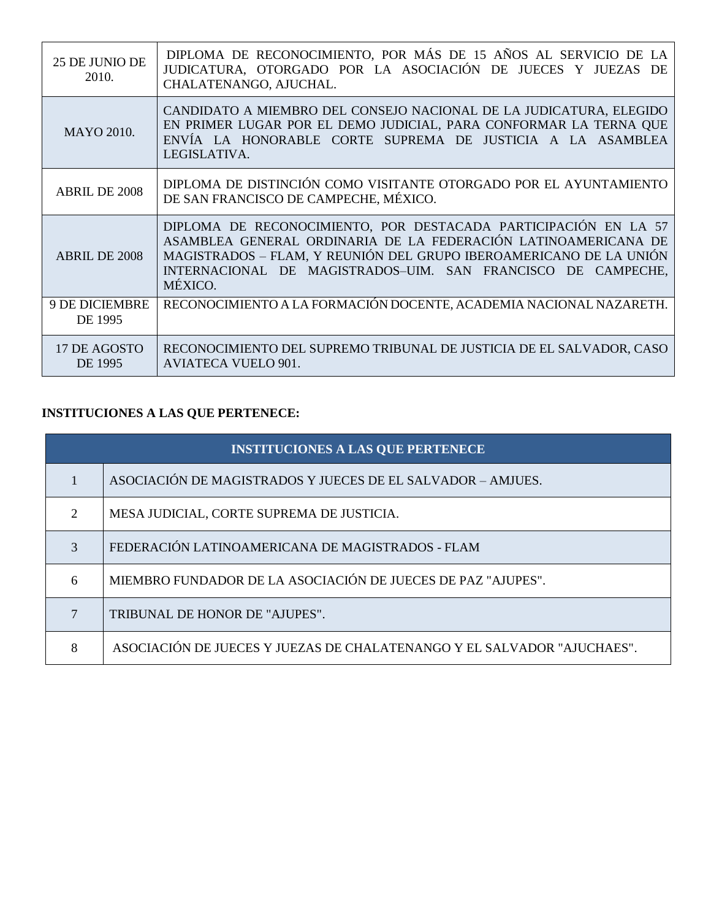| | |
|---|---|
| 25 DE JUNIO DE 2010. | DIPLOMA DE RECONOCIMIENTO, POR MÁS DE 15 AÑOS AL SERVICIO DE LA JUDICATURA, OTORGADO POR LA ASOCIACIÓN DE JUECES Y JUEZAS DE CHALATENANGO, AJUCHAL. |
| MAYO 2010. | CANDIDATO A MIEMBRO DEL CONSEJO NACIONAL DE LA JUDICATURA, ELEGIDO EN PRIMER LUGAR POR EL DEMO JUDICIAL, PARA CONFORMAR LA TERNA QUE ENVÍA LA HONORABLE CORTE SUPREMA DE JUSTICIA A LA ASAMBLEA LEGISLATIVA. |
| ABRIL DE 2008 | DIPLOMA DE DISTINCIÓN COMO VISITANTE OTORGADO POR EL AYUNTAMIENTO DE SAN FRANCISCO DE CAMPECHE, MÉXICO. |
| ABRIL DE 2008 | DIPLOMA DE RECONOCIMIENTO, POR DESTACADA PARTICIPACIÓN EN LA 57 ASAMBLEA GENERAL ORDINARIA DE LA FEDERACIÓN LATINOAMERICANA DE MAGISTRADOS – FLAM, Y REUNIÓN DEL GRUPO IBEROAMERICANO DE LA UNIÓN INTERNACIONAL DE MAGISTRADOS–UIM. SAN FRANCISCO DE CAMPECHE, MÉXICO. |
| 9 DE DICIEMBRE DE 1995 | RECONOCIMIENTO A LA FORMACIÓN DOCENTE, ACADEMIA NACIONAL NAZARETH. |
| 17 DE AGOSTO DE 1995 | RECONOCIMIENTO DEL SUPREMO TRIBUNAL DE JUSTICIA DE EL SALVADOR, CASO AVIATECA VUELO 901. |

**INSTITUCIONES A LAS QUE PERTENECE:**

| INSTITUCIONES A LAS QUE PERTENECE | |
|---|---|
| 1 | ASOCIACIÓN DE MAGISTRADOS Y JUECES DE EL SALVADOR – AMJUES. |
| 2 | MESA JUDICIAL, CORTE SUPREMA DE JUSTICIA. |
| 3 | FEDERACIÓN LATINOAMERICANA DE MAGISTRADOS - FLAM |
| 6 | MIEMBRO FUNDADOR DE LA ASOCIACIÓN DE JUECES DE PAZ "AJUPES". |
| 7 | TRIBUNAL DE HONOR DE "AJUPES". |
| 8 | ASOCIACIÓN DE JUECES Y JUEZAS DE CHALATENANGO Y EL SALVADOR "AJUCHAES". |